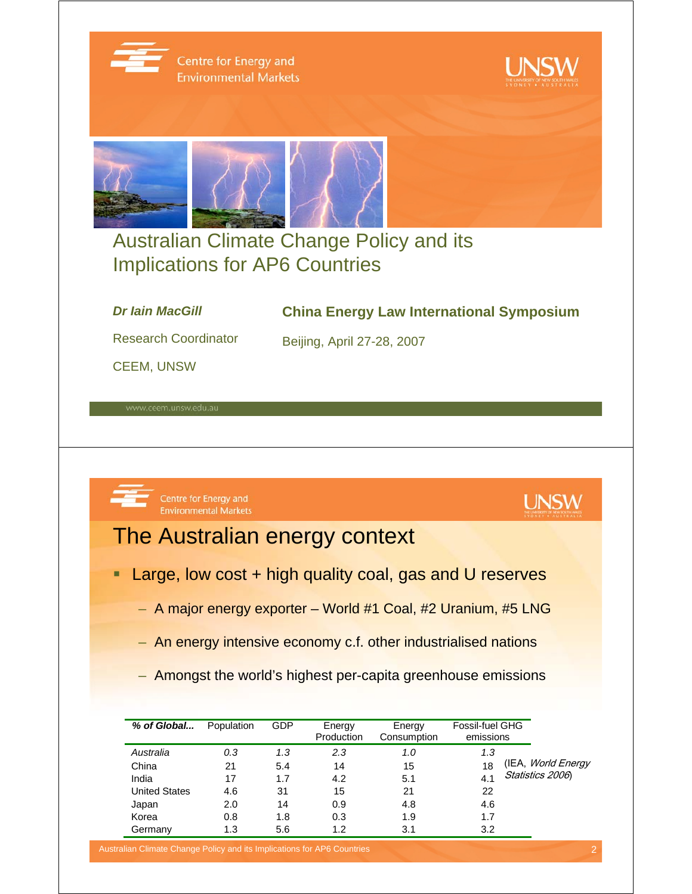# Australian Climate Change Policy and its Implications for AP6 Countries

***Dr Iain MacGill***

Research Coordinator

CEEM, UNSW

**China Energy Law International Symposium**

Beijing, April 27-28, 2007

www.ceem.unsw.edu.au

## The Australian energy context

- Large, low cost + high quality coal, gas and U reserves
  - A major energy exporter – World #1 Coal, #2 Uranium, #5 LNG
  - An energy intensive economy c.f. other industrialised nations
  - Amongst the world's highest per-capita greenhouse emissions

| ***% of Global...*** | Population | GDP | Energy Production | Energy Consumption | Fossil-fuel GHG emissions |
|---|---|---|---|---|---|
| *Australia* | *0.3* | *1.3* | *2.3* | *1.0* | *1.3* |
| China | 21 | 5.4 | 14 | 15 | 18 |
| India | 17 | 1.7 | 4.2 | 5.1 | 4.1 |
| United States | 4.6 | 31 | 15 | 21 | 22 |
| Japan | 2.0 | 14 | 0.9 | 4.8 | 4.6 |
| Korea | 0.8 | 1.8 | 0.3 | 1.9 | 1.7 |
| Germany | 1.3 | 5.6 | 1.2 | 3.1 | 3.2 |

(IEA, *World Energy Statistics 2006*)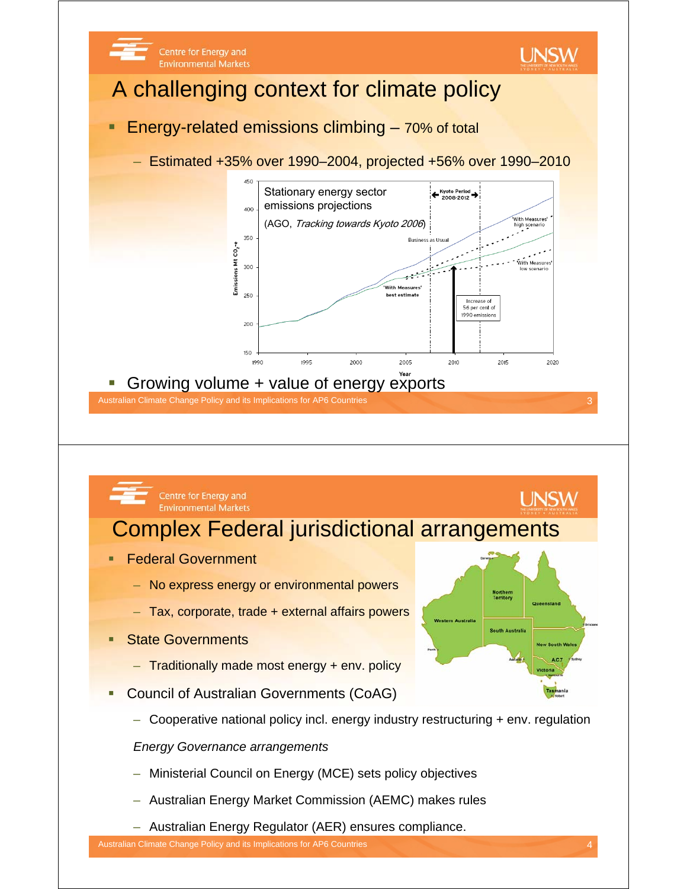# A challenging context for climate policy

- Energy-related emissions climbing – 70% of total
  - Estimated +35% over 1990–2004, projected +56% over 1990–2010

Stationary energy sector emissions projections

(AGO, *Tracking towards Kyoto 2006*)

- Growing volume + value of energy exports

# Complex Federal jurisdictional arrangements

- Federal Government
  - No express energy or environmental powers
  - Tax, corporate, trade + external affairs powers
- State Governments
  - Traditionally made most energy + env. policy
- Council of Australian Governments (CoAG)
  - Cooperative national policy incl. energy industry restructuring + env. regulation

*Energy Governance arrangements*

- Ministerial Council on Energy (MCE) sets policy objectives
- Australian Energy Market Commission (AEMC) makes rules
- Australian Energy Regulator (AER) ensures compliance.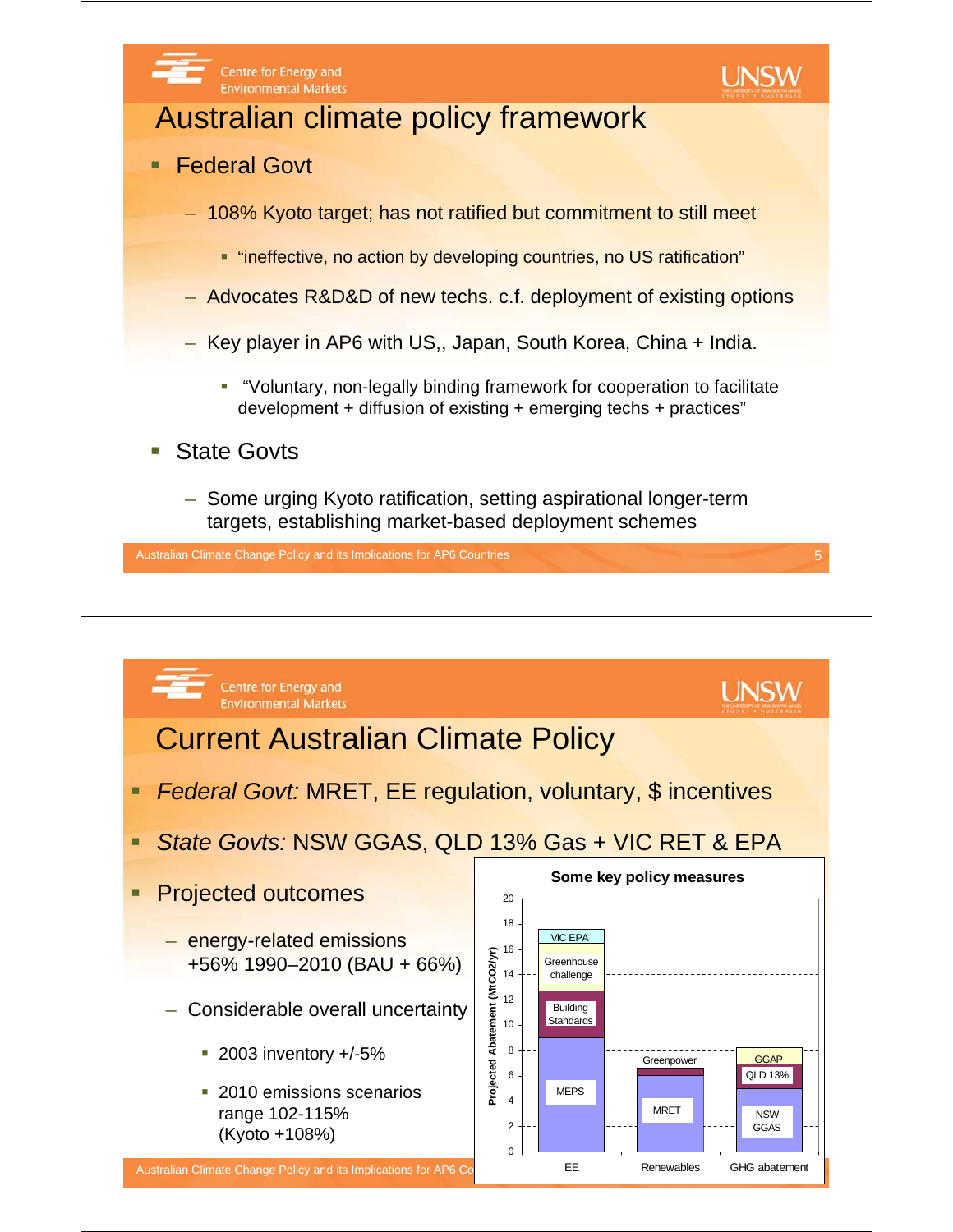# Australian climate policy framework

- Federal Govt
  - 108% Kyoto target; has not ratified but commitment to still meet
    - "ineffective, no action by developing countries, no US ratification"
  - Advocates R&D&D of new techs. c.f. deployment of existing options
  - Key player in AP6 with US,, Japan, South Korea, China + India.
    - "Voluntary, non-legally binding framework for cooperation to facilitate development + diffusion of existing + emerging techs + practices"
- State Govts
  - Some urging Kyoto ratification, setting aspirational longer-term targets, establishing market-based deployment schemes

# Current Australian Climate Policy

- *Federal Govt:* MRET, EE regulation, voluntary, $ incentives
- *State Govts:* NSW GGAS, QLD 13% Gas + VIC RET & EPA
- Projected outcomes
  - energy-related emissions +56% 1990–2010 (BAU + 66%)
  - Considerable overall uncertainty
    - 2003 inventory +/-5%
    - 2010 emissions scenarios range 102-115% (Kyoto +108%)

**Some key policy measures**

Projected Abatement ($MtCO_2/yr$)

| Category | Measures (bottom to top) |
|---|---|
| EE | MEPS, Building Standards, Greenhouse challenge, VIC EPA |
| Renewables | MRET, Greenpower |
| GHG abatement | NSW GGAS, QLD 13%, GGAP |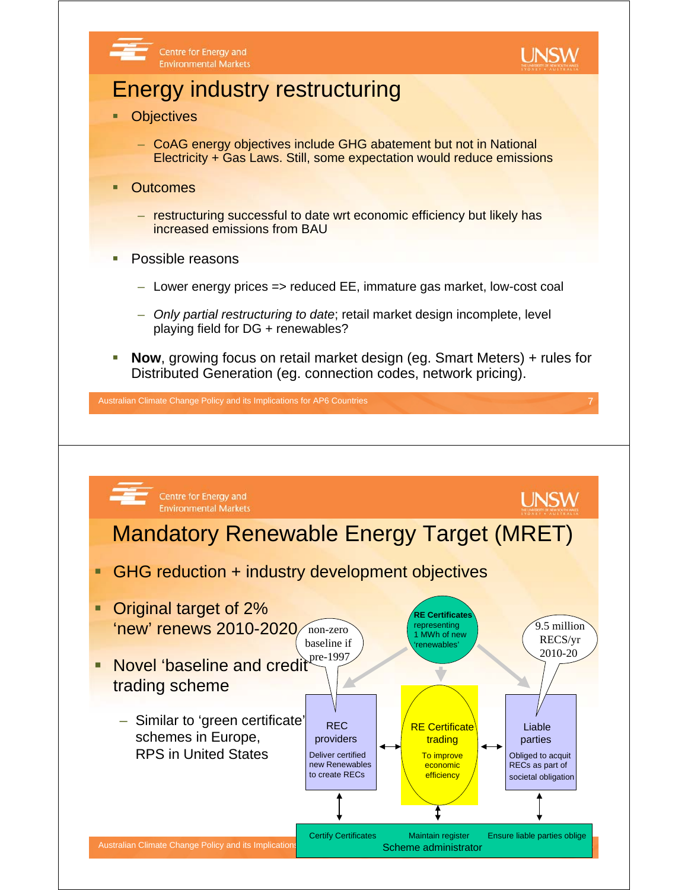# Energy industry restructuring

- Objectives
  - CoAG energy objectives include GHG abatement but not in National Electricity + Gas Laws. Still, some expectation would reduce emissions
- Outcomes
  - restructuring successful to date wrt economic efficiency but likely has increased emissions from BAU
- Possible reasons
  - Lower energy prices => reduced EE, immature gas market, low-cost coal
  - *Only partial restructuring to date*; retail market design incomplete, level playing field for DG + renewables?
- **Now**, growing focus on retail market design (eg. Smart Meters) + rules for Distributed Generation (eg. connection codes, network pricing).

# Mandatory Renewable Energy Target (MRET)

- GHG reduction + industry development objectives
- Original target of 2% 'new' renews 2010-2020
- Novel 'baseline and credit' trading scheme
  - Similar to 'green certificate' schemes in Europe, RPS in United States

**RE Certificates** representing 1 MWh of new 'renewables'

non-zero baseline if pre-1997

9.5 million RECS/yr 2010-20

REC providers: Deliver certified new Renewables to create RECs

RE Certificate trading: To improve economic efficiency

Liable parties: Obliged to acquit RECs as part of societal obligation

Scheme administrator: Certify Certificates; Maintain register; Ensure liable parties oblige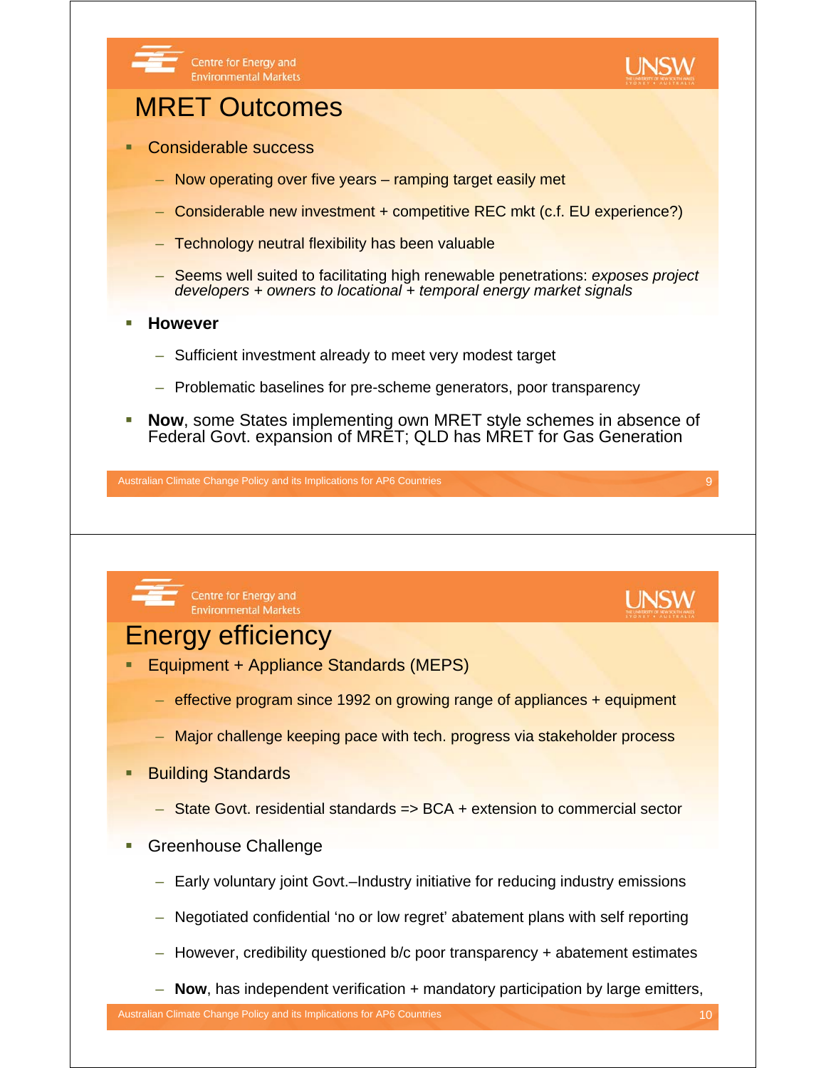# MRET Outcomes

- Considerable success
  - Now operating over five years – ramping target easily met
  - Considerable new investment + competitive REC mkt (c.f. EU experience?)
  - Technology neutral flexibility has been valuable
  - Seems well suited to facilitating high renewable penetrations: *exposes project developers + owners to locational + temporal energy market signals*
- **However**
  - Sufficient investment already to meet very modest target
  - Problematic baselines for pre-scheme generators, poor transparency
- **Now**, some States implementing own MRET style schemes in absence of Federal Govt. expansion of MRET; QLD has MRET for Gas Generation

# Energy efficiency

- Equipment + Appliance Standards (MEPS)
  - effective program since 1992 on growing range of appliances + equipment
  - Major challenge keeping pace with tech. progress via stakeholder process
- Building Standards
  - State Govt. residential standards => BCA + extension to commercial sector
- Greenhouse Challenge
  - Early voluntary joint Govt.–Industry initiative for reducing industry emissions
  - Negotiated confidential 'no or low regret' abatement plans with self reporting
  - However, credibility questioned b/c poor transparency + abatement estimates
  - **Now**, has independent verification + mandatory participation by large emitters,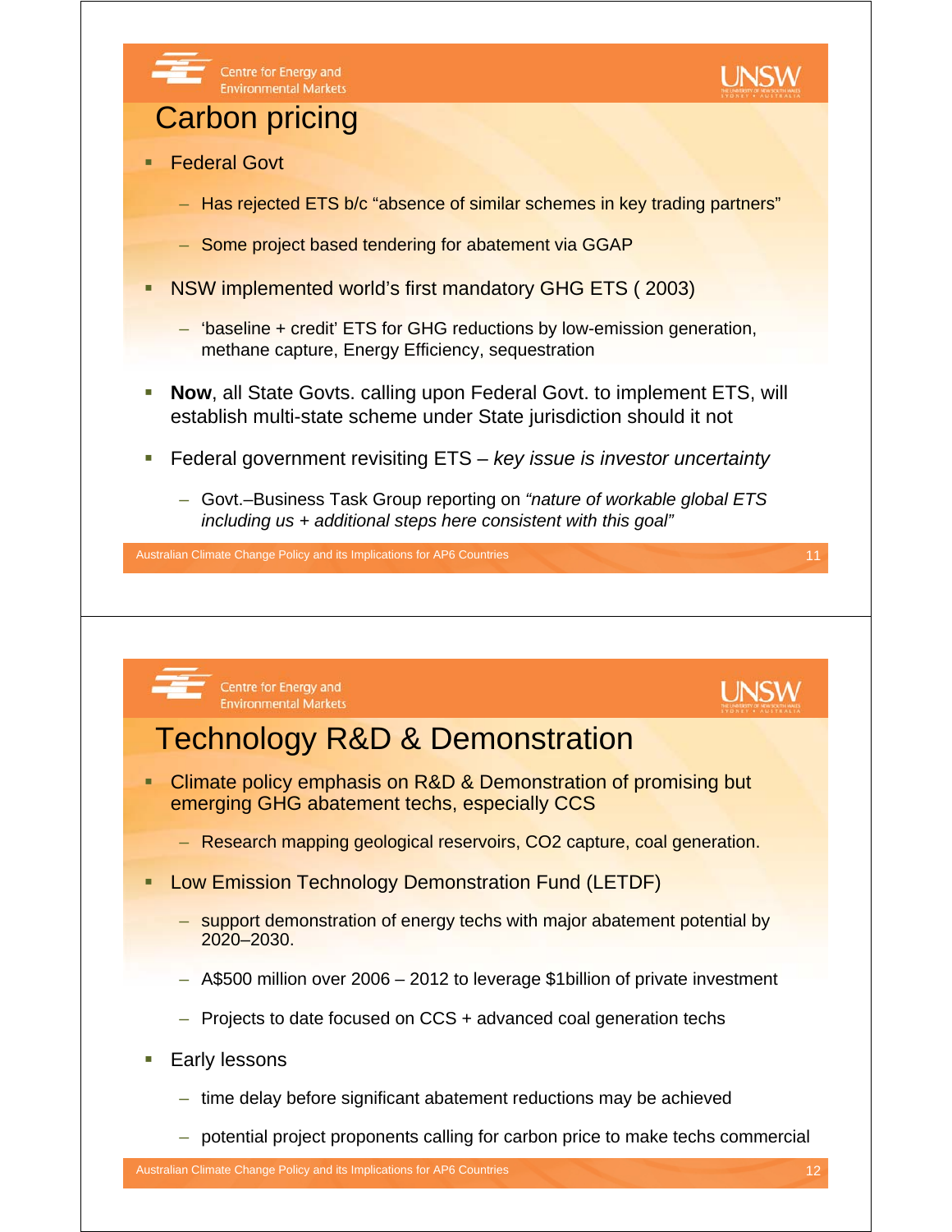# Carbon pricing

- Federal Govt
  - Has rejected ETS b/c "absence of similar schemes in key trading partners"
  - Some project based tendering for abatement via GGAP
- NSW implemented world's first mandatory GHG ETS ( 2003)
  - 'baseline + credit' ETS for GHG reductions by low-emission generation, methane capture, Energy Efficiency, sequestration
- **Now**, all State Govts. calling upon Federal Govt. to implement ETS, will establish multi-state scheme under State jurisdiction should it not
- Federal government revisiting ETS – *key issue is investor uncertainty*
  - Govt.–Business Task Group reporting on *"nature of workable global ETS including us + additional steps here consistent with this goal"*

# Technology R&D & Demonstration

- Climate policy emphasis on R&D & Demonstration of promising but emerging GHG abatement techs, especially CCS
  - Research mapping geological reservoirs, CO2 capture, coal generation.
- Low Emission Technology Demonstration Fund (LETDF)
  - support demonstration of energy techs with major abatement potential by 2020–2030.
  - A$500 million over 2006 – 2012 to leverage $1billion of private investment
  - Projects to date focused on CCS + advanced coal generation techs
- Early lessons
  - time delay before significant abatement reductions may be achieved
  - potential project proponents calling for carbon price to make techs commercial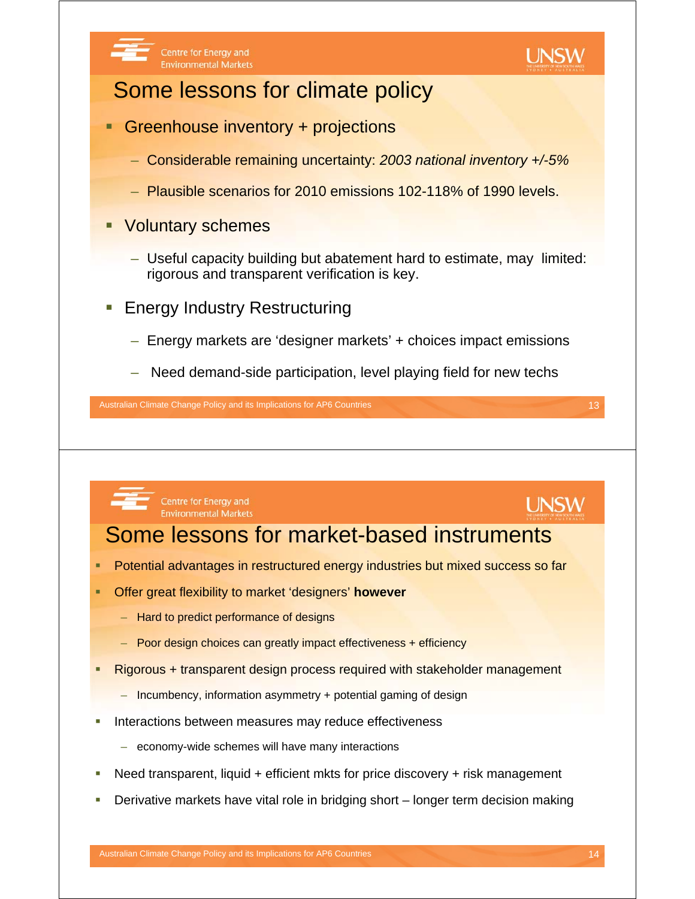## Some lessons for climate policy

- Greenhouse inventory + projections
  - Considerable remaining uncertainty: *2003 national inventory +/-5%*
  - Plausible scenarios for 2010 emissions 102-118% of 1990 levels.
- Voluntary schemes
  - Useful capacity building but abatement hard to estimate, may limited: rigorous and transparent verification is key.
- Energy Industry Restructuring
  - Energy markets are 'designer markets' + choices impact emissions
  - Need demand-side participation, level playing field for new techs

## Some lessons for market-based instruments

- Potential advantages in restructured energy industries but mixed success so far
- Offer great flexibility to market 'designers' **however**
  - Hard to predict performance of designs
  - Poor design choices can greatly impact effectiveness + efficiency
- Rigorous + transparent design process required with stakeholder management
  - Incumbency, information asymmetry + potential gaming of design
- Interactions between measures may reduce effectiveness
  - economy-wide schemes will have many interactions
- Need transparent, liquid + efficient mkts for price discovery + risk management
- Derivative markets have vital role in bridging short – longer term decision making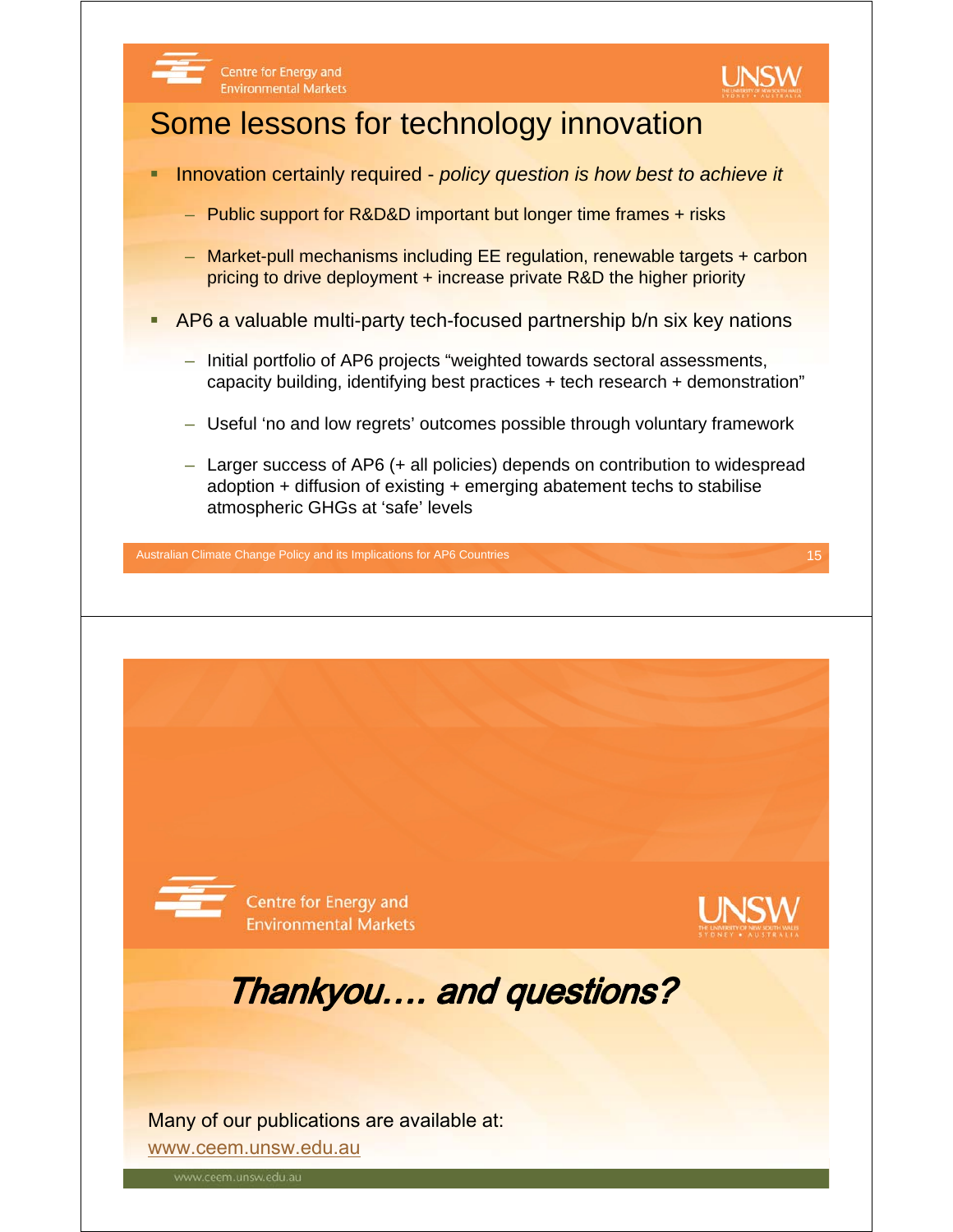## Some lessons for technology innovation

- Innovation certainly required - *policy question is how best to achieve it*
  - Public support for R&D&D important but longer time frames + risks
  - Market-pull mechanisms including EE regulation, renewable targets + carbon pricing to drive deployment + increase private R&D the higher priority
- AP6 a valuable multi-party tech-focused partnership b/n six key nations
  - Initial portfolio of AP6 projects “weighted towards sectoral assessments, capacity building, identifying best practices + tech research + demonstration”
  - Useful ‘no and low regrets’ outcomes possible through voluntary framework
  - Larger success of AP6 (+ all policies) depends on contribution to widespread adoption + diffusion of existing + emerging abatement techs to stabilise atmospheric GHGs at ‘safe’ levels

***Thankyou…. and questions?***

Many of our publications are available at:
www.ceem.unsw.edu.au